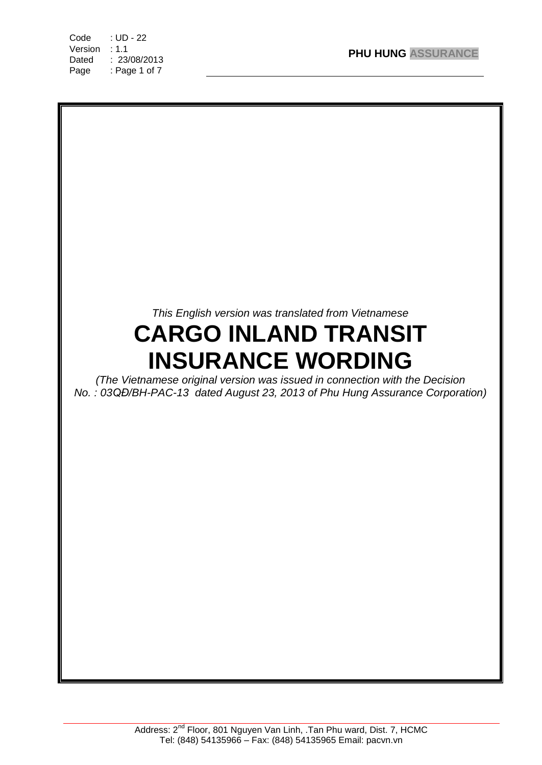*This English version was translated from Vietnamese*

# CARGO INLAND TRANSIT INSURANCE WORDING

*(The Vietnamese original version was issued in connection with the Decision No. : 03QĐ/BH-PAC-13 dated August 23, 2013 of Phu Hung Assurance Corporation)*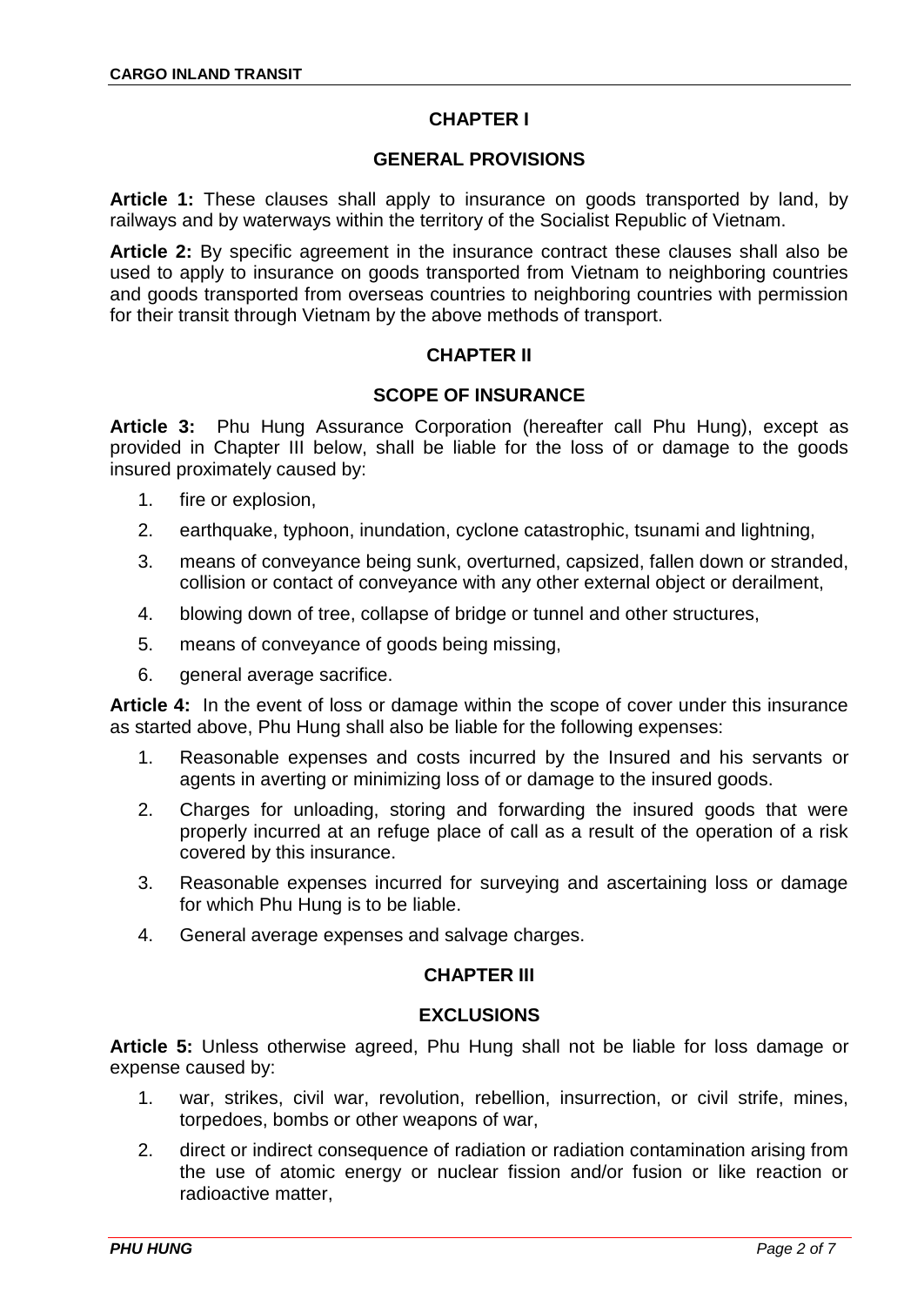## CHAPTER I

## GENERAL PROVISIONS

**Article 1:** These clauses shall apply to insurance on goods transported by land, by railways and by waterways within the territory of the Socialist Republic of Vietnam.

**Article 2:** By specific agreement in the insurance contract these clauses shall also be used to apply to insurance on goods transported from Vietnam to neighboring countries and goods transported from overseas countries to neighboring countries with permission for their transit through Vietnam by the above methods of transport.

## CHAPTER II

## SCOPE OF INSURANCE

**Article 3:** Phu Hung Assurance Corporation (hereafter call Phu Hung), except as provided in Chapter III below, shall be liable for the loss of or damage to the goods insured proximately caused by:

1. fire or explosion,
2. earthquake, typhoon, inundation, cyclone catastrophic, tsunami and lightning,
3. means of conveyance being sunk, overturned, capsized, fallen down or stranded, collision or contact of conveyance with any other external object or derailment,
4. blowing down of tree, collapse of bridge or tunnel and other structures,
5. means of conveyance of goods being missing,
6. general average sacrifice.

**Article 4:** In the event of loss or damage within the scope of cover under this insurance as started above, Phu Hung shall also be liable for the following expenses:

1. Reasonable expenses and costs incurred by the Insured and his servants or agents in averting or minimizing loss of or damage to the insured goods.
2. Charges for unloading, storing and forwarding the insured goods that were properly incurred at an refuge place of call as a result of the operation of a risk covered by this insurance.
3. Reasonable expenses incurred for surveying and ascertaining loss or damage for which Phu Hung is to be liable.
4. General average expenses and salvage charges.

## CHAPTER III

## EXCLUSIONS

**Article 5:** Unless otherwise agreed, Phu Hung shall not be liable for loss damage or expense caused by:

1. war, strikes, civil war, revolution, rebellion, insurrection, or civil strife, mines, torpedoes, bombs or other weapons of war,
2. direct or indirect consequence of radiation or radiation contamination arising from the use of atomic energy or nuclear fission and/or fusion or like reaction or radioactive matter,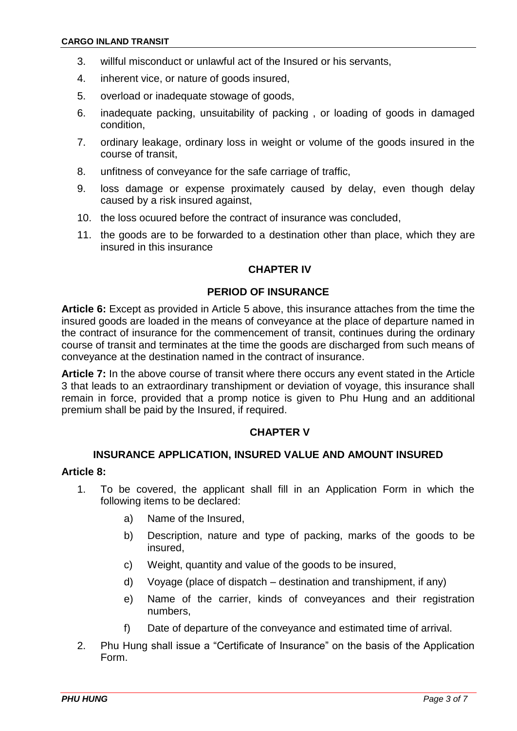3. willful misconduct or unlawful act of the Insured or his servants,
4. inherent vice, or nature of goods insured,
5. overload or inadequate stowage of goods,
6. inadequate packing, unsuitability of packing , or loading of goods in damaged condition,
7. ordinary leakage, ordinary loss in weight or volume of the goods insured in the course of transit,
8. unfitness of conveyance for the safe carriage of traffic,
9. loss damage or expense proximately caused by delay, even though delay caused by a risk insured against,
10. the loss ocuured before the contract of insurance was concluded,
11. the goods are to be forwarded to a destination other than place, which they are insured in this insurance

## CHAPTER IV

## PERIOD OF INSURANCE

**Article 6:** Except as provided in Article 5 above, this insurance attaches from the time the insured goods are loaded in the means of conveyance at the place of departure named in the contract of insurance for the commencement of transit, continues during the ordinary course of transit and terminates at the time the goods are discharged from such means of conveyance at the destination named in the contract of insurance.

**Article 7:** In the above course of transit where there occurs any event stated in the Article 3 that leads to an extraordinary transhipment or deviation of voyage, this insurance shall remain in force, provided that a promp notice is given to Phu Hung and an additional premium shall be paid by the Insured, if required.

## CHAPTER V

## INSURANCE APPLICATION, INSURED VALUE AND AMOUNT INSURED

**Article 8:**

1. To be covered, the applicant shall fill in an Application Form in which the following items to be declared:
   a) Name of the Insured,
   b) Description, nature and type of packing, marks of the goods to be insured,
   c) Weight, quantity and value of the goods to be insured,
   d) Voyage (place of dispatch – destination and transhipment, if any)
   e) Name of the carrier, kinds of conveyances and their registration numbers,
   f) Date of departure of the conveyance and estimated time of arrival.
2. Phu Hung shall issue a "Certificate of Insurance" on the basis of the Application Form.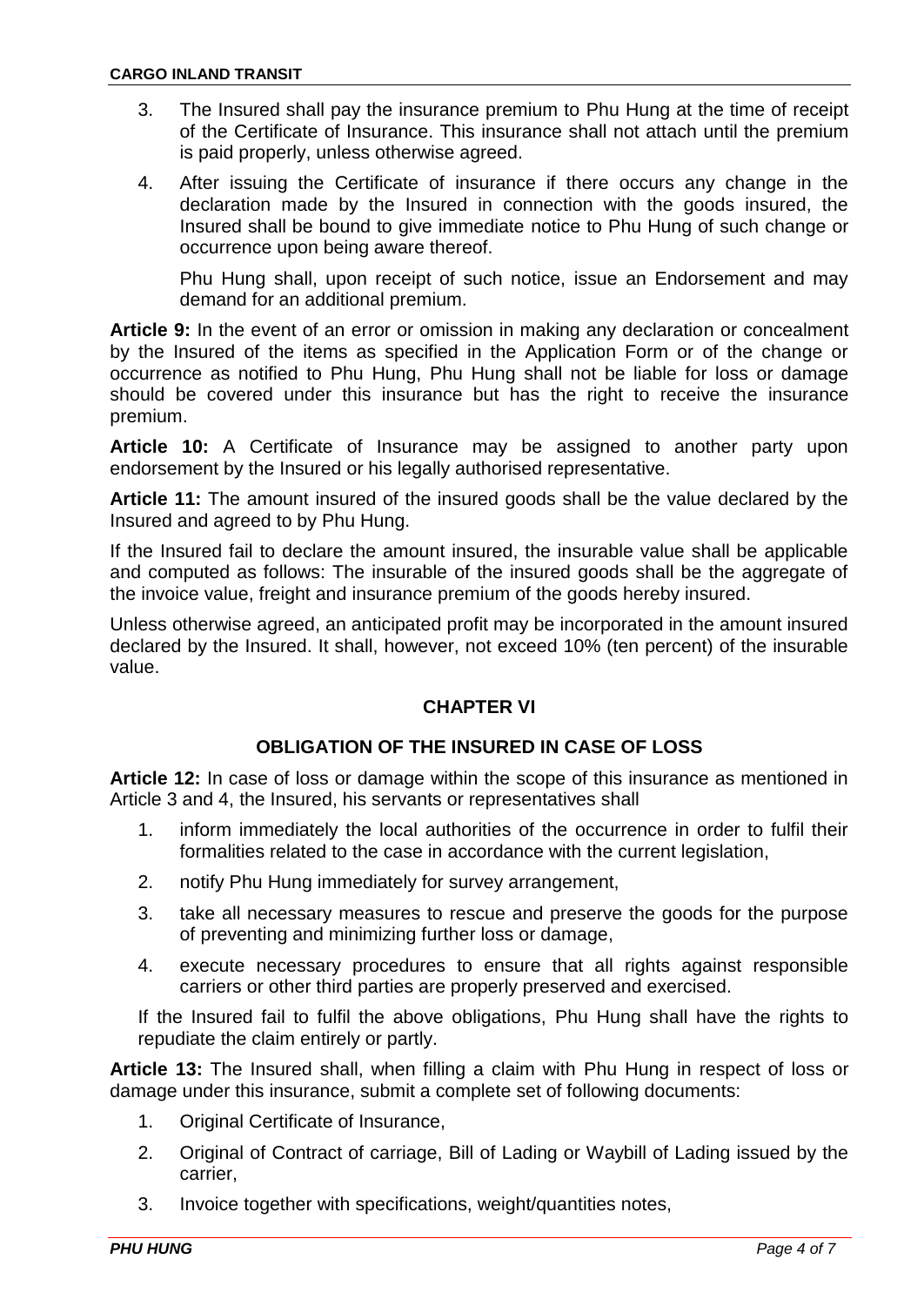3. The Insured shall pay the insurance premium to Phu Hung at the time of receipt of the Certificate of Insurance. This insurance shall not attach until the premium is paid properly, unless otherwise agreed.
4. After issuing the Certificate of insurance if there occurs any change in the declaration made by the Insured in connection with the goods insured, the Insured shall be bound to give immediate notice to Phu Hung of such change or occurrence upon being aware thereof.

   Phu Hung shall, upon receipt of such notice, issue an Endorsement and may demand for an additional premium.

**Article 9:** In the event of an error or omission in making any declaration or concealment by the Insured of the items as specified in the Application Form or of the change or occurrence as notified to Phu Hung, Phu Hung shall not be liable for loss or damage should be covered under this insurance but has the right to receive the insurance premium.

**Article 10:** A Certificate of Insurance may be assigned to another party upon endorsement by the Insured or his legally authorised representative.

**Article 11:** The amount insured of the insured goods shall be the value declared by the Insured and agreed to by Phu Hung.

If the Insured fail to declare the amount insured, the insurable value shall be applicable and computed as follows: The insurable of the insured goods shall be the aggregate of the invoice value, freight and insurance premium of the goods hereby insured.

Unless otherwise agreed, an anticipated profit may be incorporated in the amount insured declared by the Insured. It shall, however, not exceed 10% (ten percent) of the insurable value.

## CHAPTER VI

## OBLIGATION OF THE INSURED IN CASE OF LOSS

**Article 12:** In case of loss or damage within the scope of this insurance as mentioned in Article 3 and 4, the Insured, his servants or representatives shall

1. inform immediately the local authorities of the occurrence in order to fulfil their formalities related to the case in accordance with the current legislation,
2. notify Phu Hung immediately for survey arrangement,
3. take all necessary measures to rescue and preserve the goods for the purpose of preventing and minimizing further loss or damage,
4. execute necessary procedures to ensure that all rights against responsible carriers or other third parties are properly preserved and exercised.

If the Insured fail to fulfil the above obligations, Phu Hung shall have the rights to repudiate the claim entirely or partly.

**Article 13:** The Insured shall, when filling a claim with Phu Hung in respect of loss or damage under this insurance, submit a complete set of following documents:

1. Original Certificate of Insurance,
2. Original of Contract of carriage, Bill of Lading or Waybill of Lading issued by the carrier,
3. Invoice together with specifications, weight/quantities notes,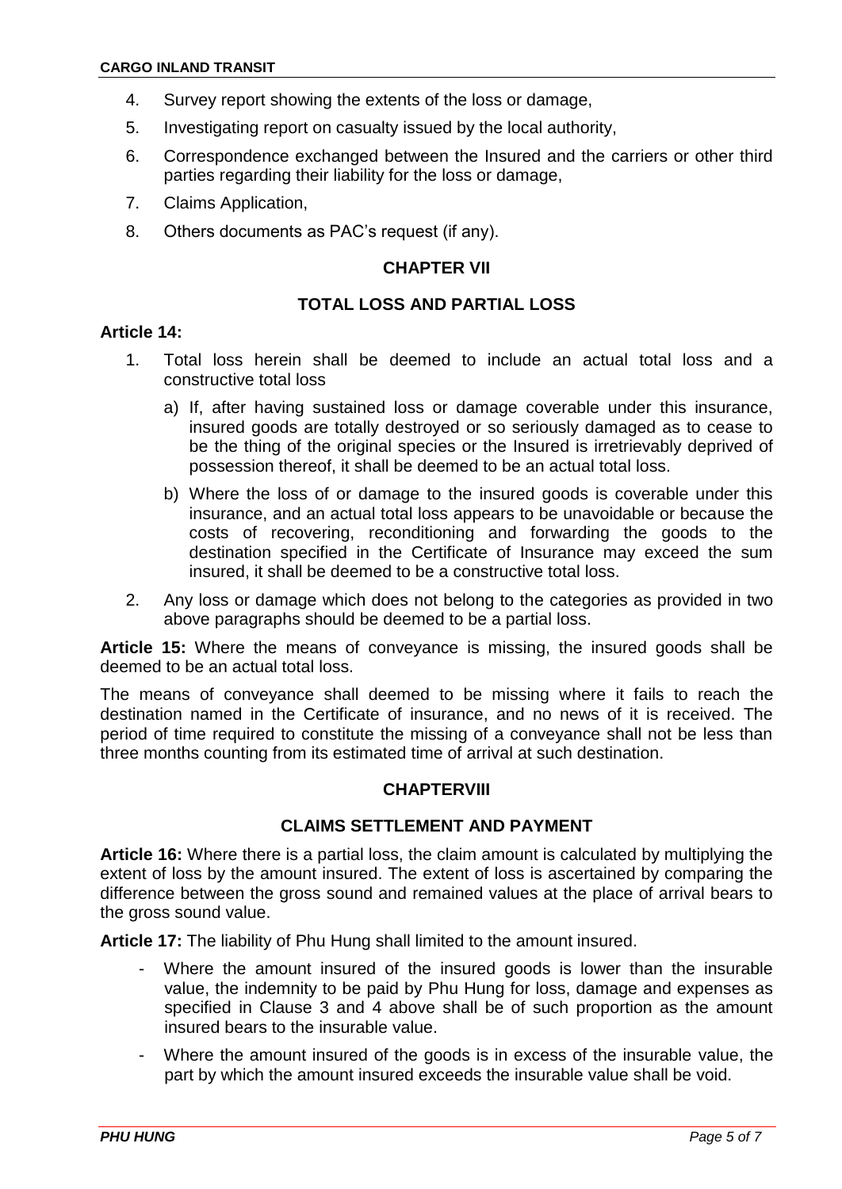4. Survey report showing the extents of the loss or damage,
5. Investigating report on casualty issued by the local authority,
6. Correspondence exchanged between the Insured and the carriers or other third parties regarding their liability for the loss or damage,
7. Claims Application,
8. Others documents as PAC's request (if any).

## CHAPTER VII

## TOTAL LOSS AND PARTIAL LOSS

**Article 14:**

1. Total loss herein shall be deemed to include an actual total loss and a constructive total loss
   a) If, after having sustained loss or damage coverable under this insurance, insured goods are totally destroyed or so seriously damaged as to cease to be the thing of the original species or the Insured is irretrievably deprived of possession thereof, it shall be deemed to be an actual total loss.
   b) Where the loss of or damage to the insured goods is coverable under this insurance, and an actual total loss appears to be unavoidable or because the costs of recovering, reconditioning and forwarding the goods to the destination specified in the Certificate of Insurance may exceed the sum insured, it shall be deemed to be a constructive total loss.
2. Any loss or damage which does not belong to the categories as provided in two above paragraphs should be deemed to be a partial loss.

**Article 15:** Where the means of conveyance is missing, the insured goods shall be deemed to be an actual total loss.

The means of conveyance shall deemed to be missing where it fails to reach the destination named in the Certificate of insurance, and no news of it is received. The period of time required to constitute the missing of a conveyance shall not be less than three months counting from its estimated time of arrival at such destination.

## CHAPTERVIII

## CLAIMS SETTLEMENT AND PAYMENT

**Article 16:** Where there is a partial loss, the claim amount is calculated by multiplying the extent of loss by the amount insured. The extent of loss is ascertained by comparing the difference between the gross sound and remained values at the place of arrival bears to the gross sound value.

**Article 17:** The liability of Phu Hung shall limited to the amount insured.

- Where the amount insured of the insured goods is lower than the insurable value, the indemnity to be paid by Phu Hung for loss, damage and expenses as specified in Clause 3 and 4 above shall be of such proportion as the amount insured bears to the insurable value.
- Where the amount insured of the goods is in excess of the insurable value, the part by which the amount insured exceeds the insurable value shall be void.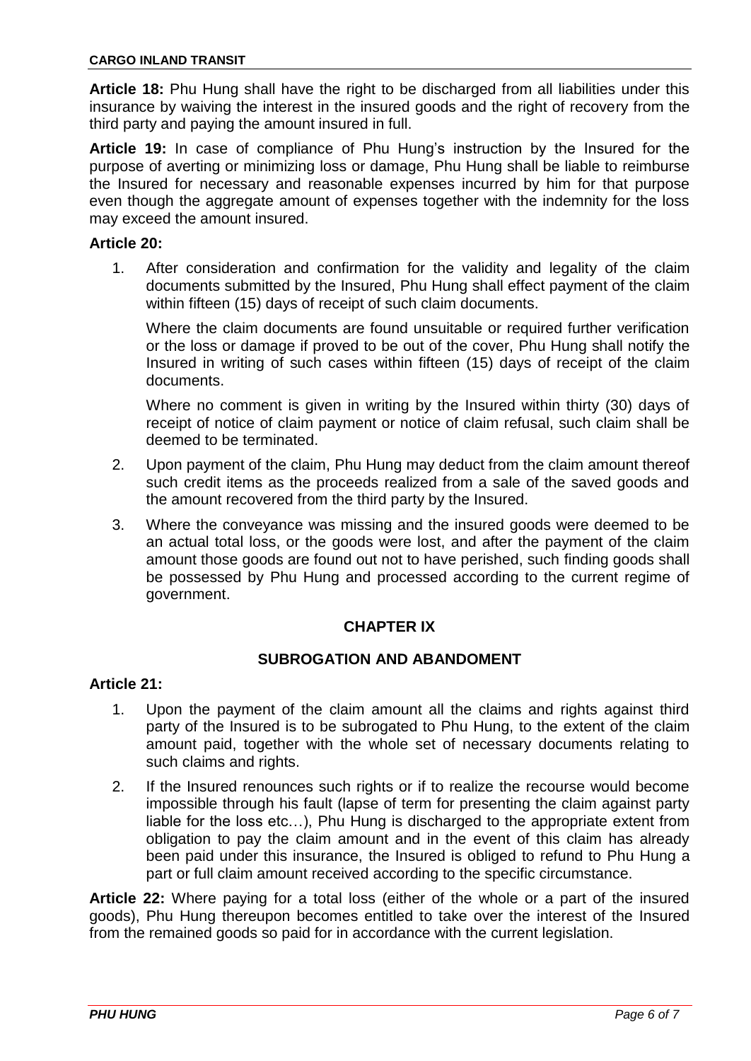**Article 18:** Phu Hung shall have the right to be discharged from all liabilities under this insurance by waiving the interest in the insured goods and the right of recovery from the third party and paying the amount insured in full.

**Article 19:** In case of compliance of Phu Hung's instruction by the Insured for the purpose of averting or minimizing loss or damage, Phu Hung shall be liable to reimburse the Insured for necessary and reasonable expenses incurred by him for that purpose even though the aggregate amount of expenses together with the indemnity for the loss may exceed the amount insured.

**Article 20:**

1. After consideration and confirmation for the validity and legality of the claim documents submitted by the Insured, Phu Hung shall effect payment of the claim within fifteen (15) days of receipt of such claim documents.

   Where the claim documents are found unsuitable or required further verification or the loss or damage if proved to be out of the cover, Phu Hung shall notify the Insured in writing of such cases within fifteen (15) days of receipt of the claim documents.

   Where no comment is given in writing by the Insured within thirty (30) days of receipt of notice of claim payment or notice of claim refusal, such claim shall be deemed to be terminated.

2. Upon payment of the claim, Phu Hung may deduct from the claim amount thereof such credit items as the proceeds realized from a sale of the saved goods and the amount recovered from the third party by the Insured.

3. Where the conveyance was missing and the insured goods were deemed to be an actual total loss, or the goods were lost, and after the payment of the claim amount those goods are found out not to have perished, such finding goods shall be possessed by Phu Hung and processed according to the current regime of government.

## CHAPTER IX

## SUBROGATION AND ABANDOMENT

**Article 21:**

1. Upon the payment of the claim amount all the claims and rights against third party of the Insured is to be subrogated to Phu Hung, to the extent of the claim amount paid, together with the whole set of necessary documents relating to such claims and rights.

2. If the Insured renounces such rights or if to realize the recourse would become impossible through his fault (lapse of term for presenting the claim against party liable for the loss etc…), Phu Hung is discharged to the appropriate extent from obligation to pay the claim amount and in the event of this claim has already been paid under this insurance, the Insured is obliged to refund to Phu Hung a part or full claim amount received according to the specific circumstance.

**Article 22:** Where paying for a total loss (either of the whole or a part of the insured goods), Phu Hung thereupon becomes entitled to take over the interest of the Insured from the remained goods so paid for in accordance with the current legislation.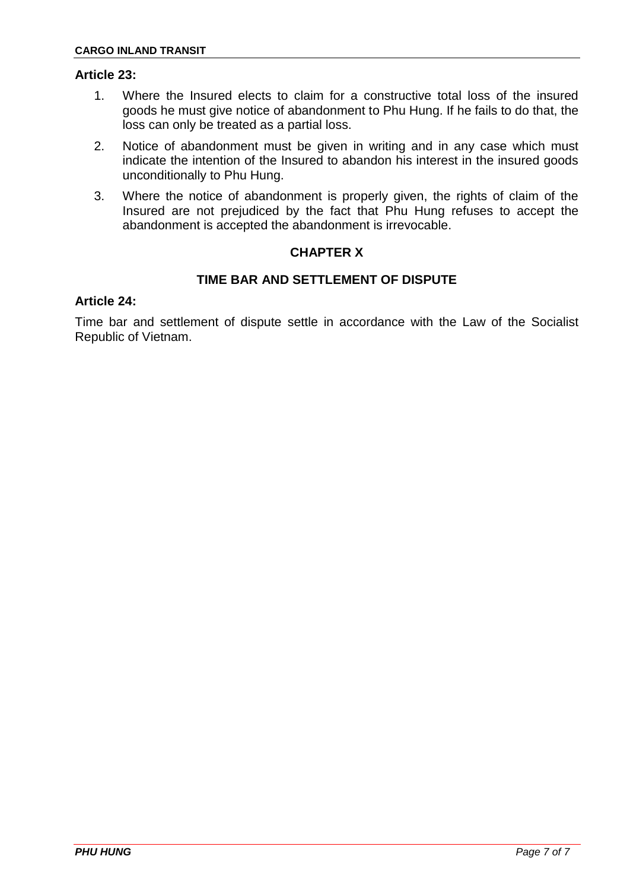**Article 23:**

1. Where the Insured elects to claim for a constructive total loss of the insured goods he must give notice of abandonment to Phu Hung. If he fails to do that, the loss can only be treated as a partial loss.
2. Notice of abandonment must be given in writing and in any case which must indicate the intention of the Insured to abandon his interest in the insured goods unconditionally to Phu Hung.
3. Where the notice of abandonment is properly given, the rights of claim of the Insured are not prejudiced by the fact that Phu Hung refuses to accept the abandonment is accepted the abandonment is irrevocable.

## CHAPTER X

## TIME BAR AND SETTLEMENT OF DISPUTE

**Article 24:**

Time bar and settlement of dispute settle in accordance with the Law of the Socialist Republic of Vietnam.